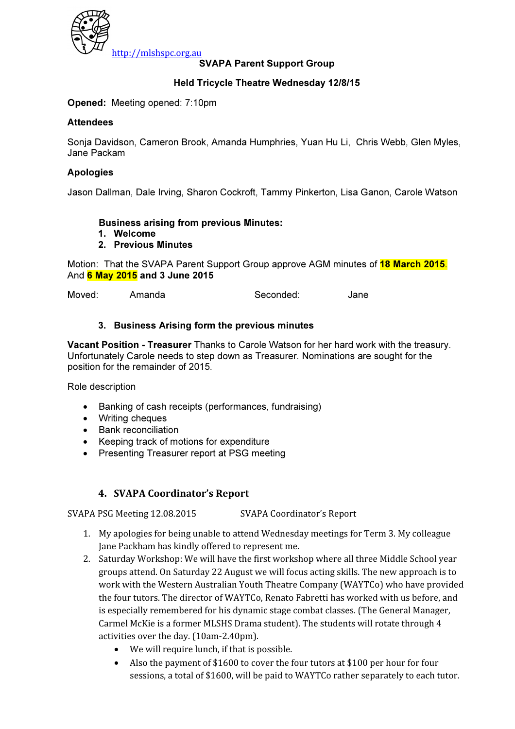http://mlshspc.org.au

**SVAPA Parent Support Group**

**Held Tricycle Theatre Wednesday 12/8/15**

**Opened:** Meeting opened: 7:10pm

**Attendees**

Sonja Davidson, Cameron Brook, Amanda Humphries, Yuan Hu Li, Chris Webb, Glen Myles, Jane Packam

**Apologies**

Jason Dallman, Dale Irving, Sharon Cockroft, Tammy Pinkerton, Lisa Ganon, Carole Watson

**Business arising from previous Minutes:**

1. **Welcome**
2. **Previous Minutes**

Motion: That the SVAPA Parent Support Group approve AGM minutes of **18 March 2015**. And **6 May 2015 and 3 June 2015**

Moved: Amanda Seconded: Jane

3. **Business Arising form the previous minutes**

**Vacant Position - Treasurer** Thanks to Carole Watson for her hard work with the treasury. Unfortunately Carole needs to step down as Treasurer. Nominations are sought for the position for the remainder of 2015.

Role description

- Banking of cash receipts (performances, fundraising)
- Writing cheques
- Bank reconciliation
- Keeping track of motions for expenditure
- Presenting Treasurer report at PSG meeting

4. **SVAPA Coordinator's Report**

SVAPA PSG Meeting 12.08.2015 SVAPA Coordinator's Report

1. My apologies for being unable to attend Wednesday meetings for Term 3. My colleague Jane Packham has kindly offered to represent me.
2. Saturday Workshop: We will have the first workshop where all three Middle School year groups attend. On Saturday 22 August we will focus acting skills. The new approach is to work with the Western Australian Youth Theatre Company (WAYTCo) who have provided the four tutors. The director of WAYTCo, Renato Fabretti has worked with us before, and is especially remembered for his dynamic stage combat classes. (The General Manager, Carmel McKie is a former MLSHS Drama student). The students will rotate through 4 activities over the day. (10am-2.40pm).
   - We will require lunch, if that is possible.
   - Also the payment of $1600 to cover the four tutors at $100 per hour for four sessions, a total of $1600, will be paid to WAYTCo rather separately to each tutor.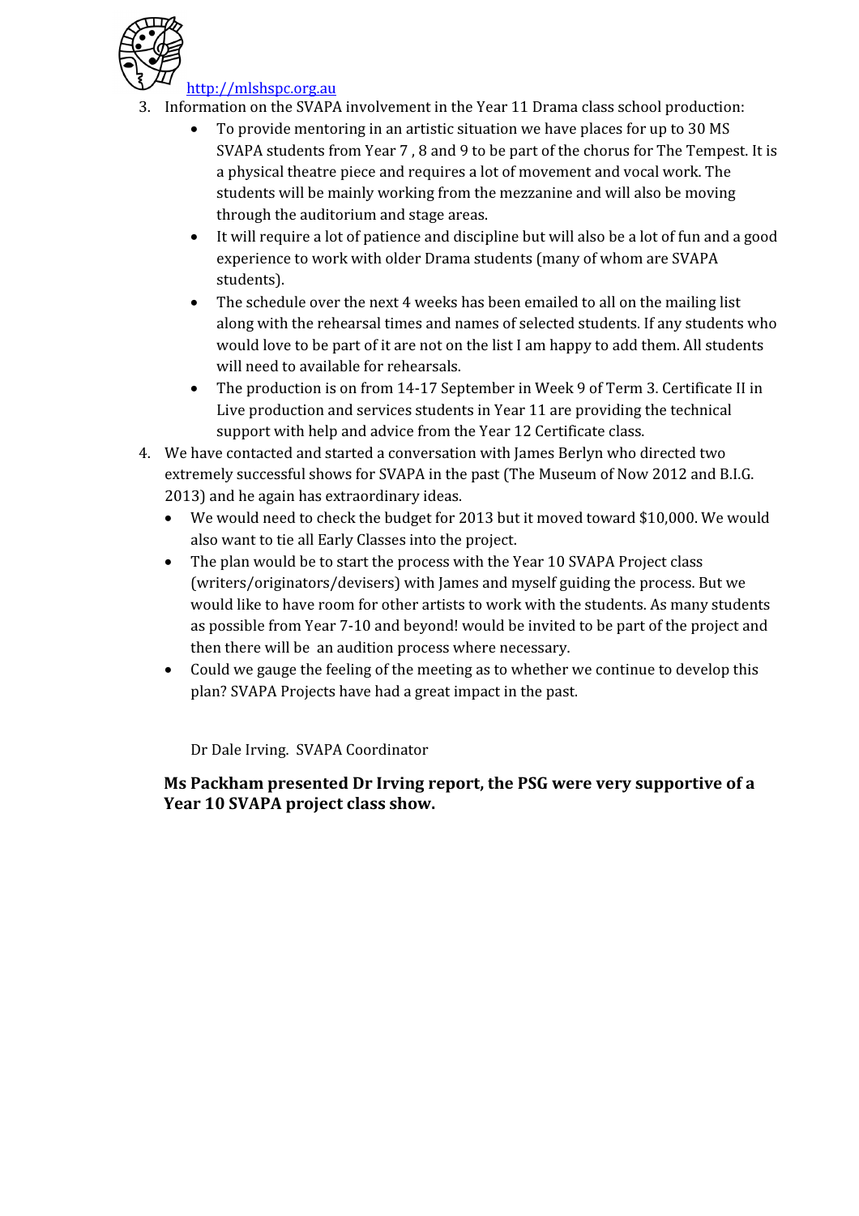http://mlshspc.org.au

3. Information on the SVAPA involvement in the Year 11 Drama class school production:
   - To provide mentoring in an artistic situation we have places for up to 30 MS SVAPA students from Year 7 , 8 and 9 to be part of the chorus for The Tempest. It is a physical theatre piece and requires a lot of movement and vocal work. The students will be mainly working from the mezzanine and will also be moving through the auditorium and stage areas.
   - It will require a lot of patience and discipline but will also be a lot of fun and a good experience to work with older Drama students (many of whom are SVAPA students).
   - The schedule over the next 4 weeks has been emailed to all on the mailing list along with the rehearsal times and names of selected students. If any students who would love to be part of it are not on the list I am happy to add them. All students will need to available for rehearsals.
   - The production is on from 14-17 September in Week 9 of Term 3. Certificate II in Live production and services students in Year 11 are providing the technical support with help and advice from the Year 12 Certificate class.
4. We have contacted and started a conversation with James Berlyn who directed two extremely successful shows for SVAPA in the past (The Museum of Now 2012 and B.I.G. 2013) and he again has extraordinary ideas.
   - We would need to check the budget for 2013 but it moved toward $10,000. We would also want to tie all Early Classes into the project.
   - The plan would be to start the process with the Year 10 SVAPA Project class (writers/originators/devisers) with James and myself guiding the process. But we would like to have room for other artists to work with the students. As many students as possible from Year 7-10 and beyond! would be invited to be part of the project and then there will be an audition process where necessary.
   - Could we gauge the feeling of the meeting as to whether we continue to develop this plan? SVAPA Projects have had a great impact in the past.

Dr Dale Irving. SVAPA Coordinator

**Ms Packham presented Dr Irving report, the PSG were very supportive of a Year 10 SVAPA project class show.**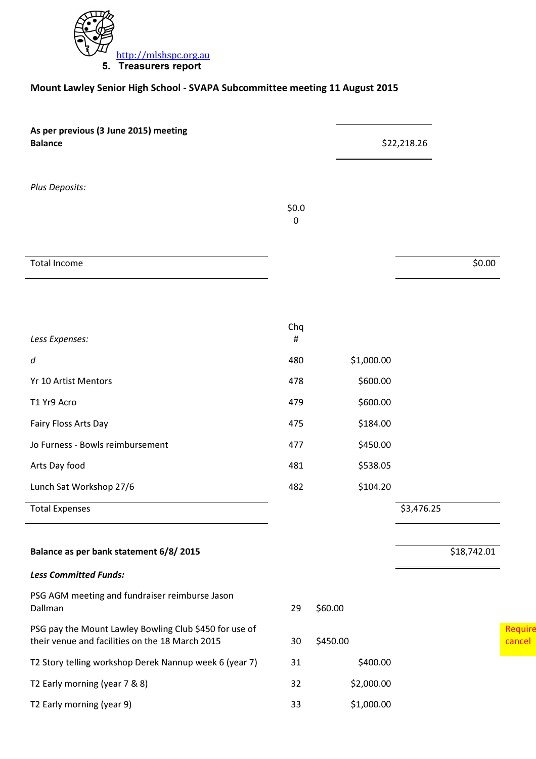http://mlshspc.org.au

## 5. Treasurers report

**Mount Lawley Senior High School - SVAPA Subcommittee meeting 11 August 2015**

| | | | | |
|---|---|---|---|---|
| **As per previous (3 June 2015) meeting Balance** | | $22,218.26 | | |
| *Plus Deposits:* | | | | |
| | $0.00 | | | |
| Total Income | | | $0.00 | |
| *Less Expenses:* | Chq # | | | |
| *d* | 480 | $1,000.00 | | |
| Yr 10 Artist Mentors | 478 | $600.00 | | |
| T1 Yr9 Acro | 479 | $600.00 | | |
| Fairy Floss Arts Day | 475 | $184.00 | | |
| Jo Furness - Bowls reimbursement | 477 | $450.00 | | |
| Arts Day food | 481 | $538.05 | | |
| Lunch Sat Workshop 27/6 | 482 | $104.20 | | |
| Total Expenses | | | $3,476.25 | |
| **Balance as per bank statement 6/8/ 2015** | | | $18,742.01 | |
| ***Less Committed Funds:*** | | | | |
| PSG AGM meeting and fundraiser reimburse Jason Dallman | 29 | $60.00 | | |
| PSG pay the Mount Lawley Bowling Club $450 for use of their venue and facilities on the 18 March 2015 | 30 | $450.00 | | Require cancel |
| T2 Story telling workshop Derek Nannup week 6 (year 7) | 31 | $400.00 | | |
| T2 Early morning (year 7 & 8) | 32 | $2,000.00 | | |
| T2 Early morning (year 9) | 33 | $1,000.00 | | |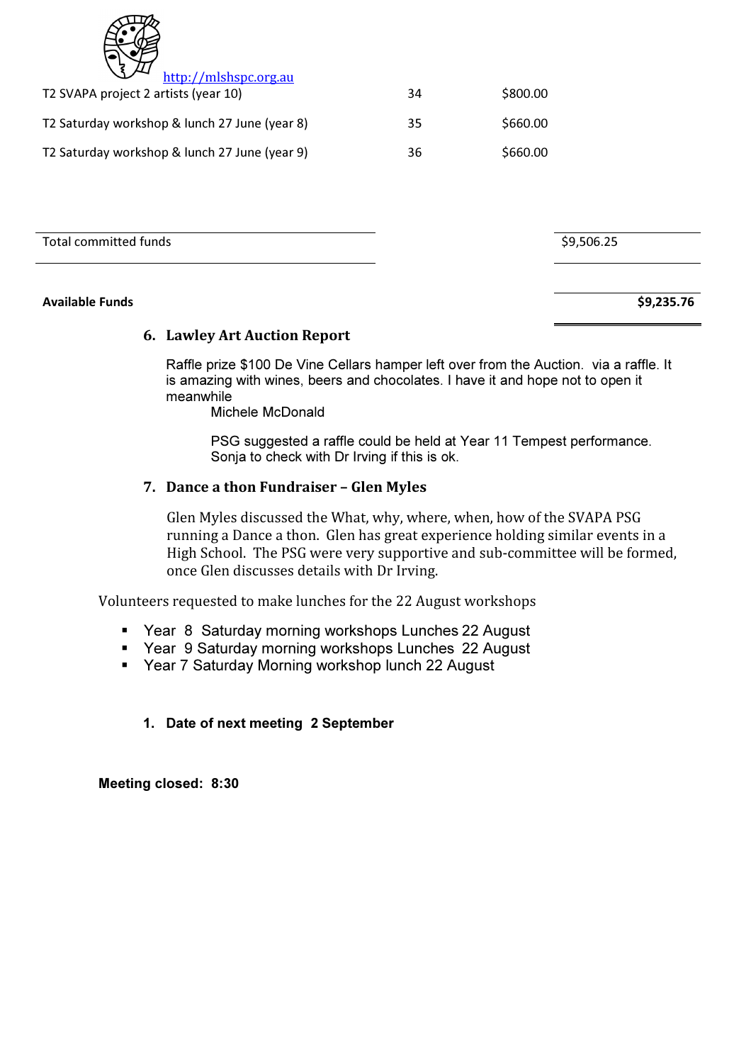http://mlshspc.org.au

| | | |
|---|---|---|
| T2 SVAPA project 2 artists (year 10) | 34 | $800.00 |
| T2 Saturday workshop & lunch 27 June (year 8) | 35 | $660.00 |
| T2 Saturday workshop & lunch 27 June (year 9) | 36 | $660.00 |

| | |
|---|---|
| Total committed funds | $9,506.25 |
| **Available Funds** | **$9,235.76** |

## 6. Lawley Art Auction Report

Raffle prize $100 De Vine Cellars hamper left over from the Auction. via a raffle. It is amazing with wines, beers and chocolates. I have it and hope not to open it meanwhile

Michele McDonald

PSG suggested a raffle could be held at Year 11 Tempest performance. Sonja to check with Dr Irving if this is ok.

## 7. Dance a thon Fundraiser – Glen Myles

Glen Myles discussed the What, why, where, when, how of the SVAPA PSG running a Dance a thon. Glen has great experience holding similar events in a High School. The PSG were very supportive and sub-committee will be formed, once Glen discusses details with Dr Irving.

Volunteers requested to make lunches for the 22 August workshops

- Year 8 Saturday morning workshops Lunches 22 August
- Year 9 Saturday morning workshops Lunches 22 August
- Year 7 Saturday Morning workshop lunch 22 August

**1. Date of next meeting 2 September**

**Meeting closed: 8:30**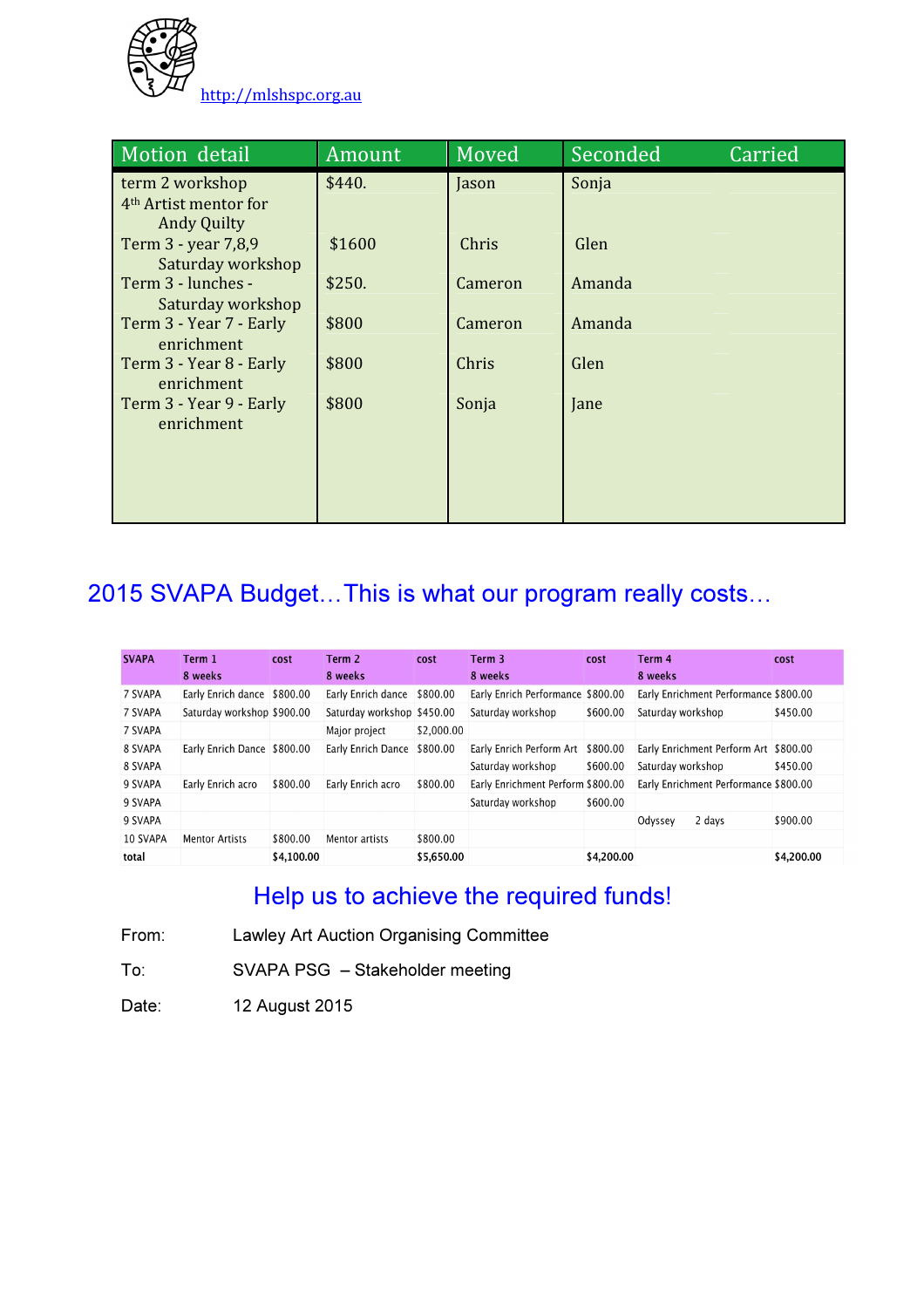http://mlshspc.org.au

| Motion detail | Amount | Moved | Seconded | Carried |
|---|---|---|---|---|
| term 2 workshop 4th Artist mentor for Andy Quilty | $440. | Jason | Sonja | |
| Term 3 - year 7,8,9 Saturday workshop | $1600 | Chris | Glen | |
| Term 3 - lunches - Saturday workshop | $250. | Cameron | Amanda | |
| Term 3 - Year 7 - Early enrichment | $800 | Cameron | Amanda | |
| Term 3 - Year 8 - Early enrichment | $800 | Chris | Glen | |
| Term 3 - Year 9 - Early enrichment | $800 | Sonja | Jane | |

## 2015 SVAPA Budget…This is what our program really costs…

| SVAPA | Term 1 8 weeks | cost | Term 2 8 weeks | cost | Term 3 8 weeks | cost | Term 4 8 weeks | cost |
|---|---|---|---|---|---|---|---|---|
| 7 SVAPA | Early Enrich dance | $800.00 | Early Enrich dance | $800.00 | Early Enrich Performance | $800.00 | Early Enrichment Performance | $800.00 |
| 7 SVAPA | Saturday workshop | $900.00 | Saturday workshop | $450.00 | Saturday workshop | $600.00 | Saturday workshop | $450.00 |
| 7 SVAPA | | | Major project | $2,000.00 | | | | |
| 8 SVAPA | Early Enrich Dance | $800.00 | Early Enrich Dance | $800.00 | Early Enrich Perform Art | $800.00 | Early Enrichment Perform Art | $800.00 |
| 8 SVAPA | | | | | Saturday workshop | $600.00 | Saturday workshop | $450.00 |
| 9 SVAPA | Early Enrich acro | $800.00 | Early Enrich acro | $800.00 | Early Enrichment Perform | $800.00 | Early Enrichment Performance | $800.00 |
| 9 SVAPA | | | | | Saturday workshop | $600.00 | | |
| 9 SVAPA | | | | | | | Odyssey 2 days | $900.00 |
| 10 SVAPA | Mentor Artists | $800.00 | Mentor artists | $800.00 | | | | |
| total | | $4,100.00 | | $5,650.00 | | $4,200.00 | | $4,200.00 |

## Help us to achieve the required funds!

From: Lawley Art Auction Organising Committee

To: SVAPA PSG – Stakeholder meeting

Date: 12 August 2015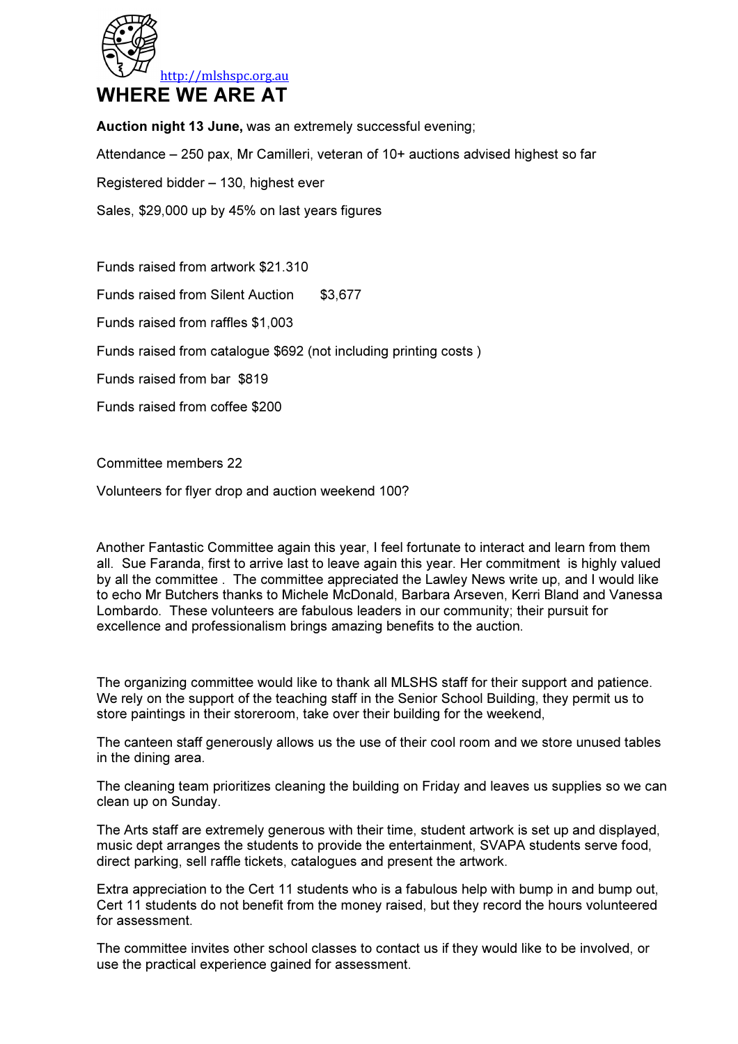http://mlshspc.org.au

# WHERE WE ARE AT

**Auction night 13 June,** was an extremely successful evening;

Attendance – 250 pax, Mr Camilleri, veteran of 10+ auctions advised highest so far

Registered bidder – 130, highest ever

Sales, $29,000 up by 45% on last years figures

Funds raised from artwork $21.310

Funds raised from Silent Auction $3,677

Funds raised from raffles $1,003

Funds raised from catalogue $692 (not including printing costs )

Funds raised from bar $819

Funds raised from coffee $200

Committee members 22

Volunteers for flyer drop and auction weekend 100?

Another Fantastic Committee again this year, I feel fortunate to interact and learn from them all. Sue Faranda, first to arrive last to leave again this year. Her commitment is highly valued by all the committee . The committee appreciated the Lawley News write up, and I would like to echo Mr Butchers thanks to Michele McDonald, Barbara Arseven, Kerri Bland and Vanessa Lombardo. These volunteers are fabulous leaders in our community; their pursuit for excellence and professionalism brings amazing benefits to the auction.

The organizing committee would like to thank all MLSHS staff for their support and patience. We rely on the support of the teaching staff in the Senior School Building, they permit us to store paintings in their storeroom, take over their building for the weekend,

The canteen staff generously allows us the use of their cool room and we store unused tables in the dining area.

The cleaning team prioritizes cleaning the building on Friday and leaves us supplies so we can clean up on Sunday.

The Arts staff are extremely generous with their time, student artwork is set up and displayed, music dept arranges the students to provide the entertainment, SVAPA students serve food, direct parking, sell raffle tickets, catalogues and present the artwork.

Extra appreciation to the Cert 11 students who is a fabulous help with bump in and bump out, Cert 11 students do not benefit from the money raised, but they record the hours volunteered for assessment.

The committee invites other school classes to contact us if they would like to be involved, or use the practical experience gained for assessment.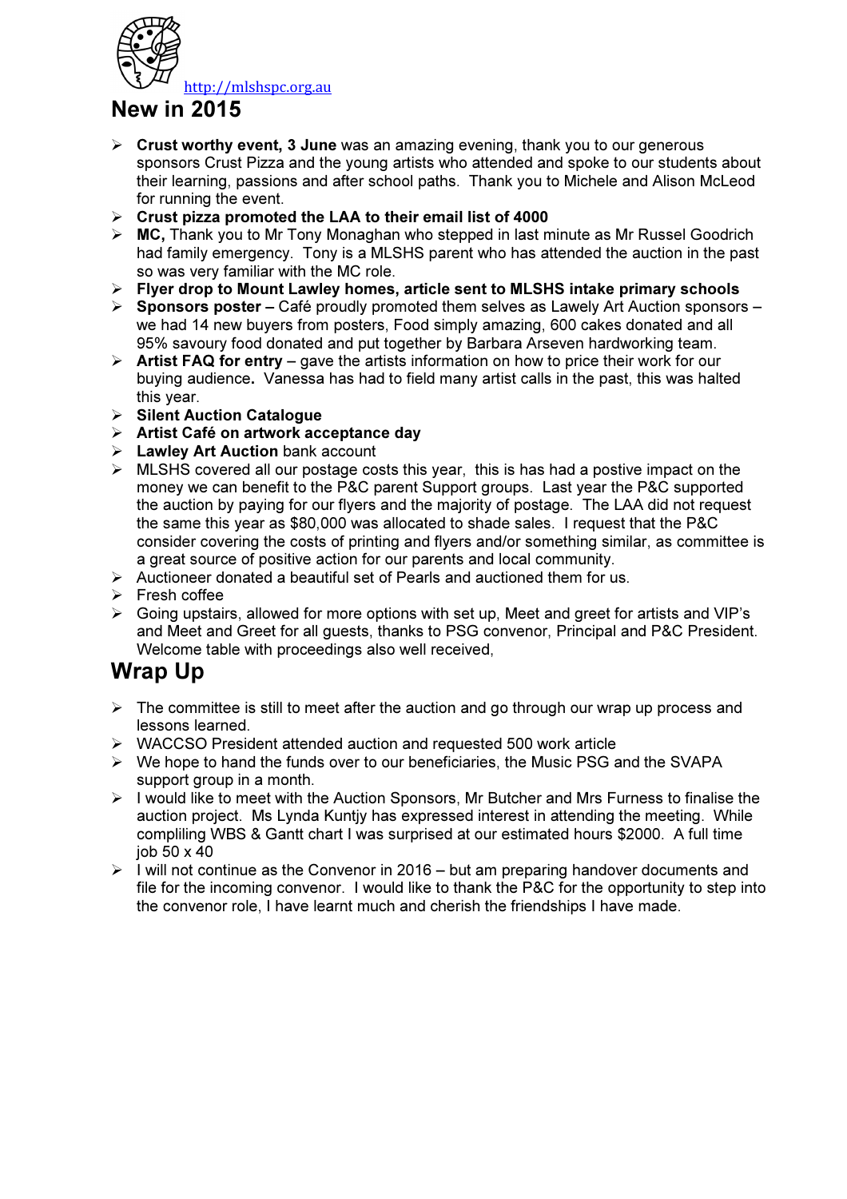http://mlshspc.org.au

## New in 2015

- **Crust worthy event, 3 June** was an amazing evening, thank you to our generous sponsors Crust Pizza and the young artists who attended and spoke to our students about their learning, passions and after school paths. Thank you to Michele and Alison McLeod for running the event.
- **Crust pizza promoted the LAA to their email list of 4000**
- **MC,** Thank you to Mr Tony Monaghan who stepped in last minute as Mr Russel Goodrich had family emergency. Tony is a MLSHS parent who has attended the auction in the past so was very familiar with the MC role.
- **Flyer drop to Mount Lawley homes, article sent to MLSHS intake primary schools**
- **Sponsors poster –** Café proudly promoted them selves as Lawely Art Auction sponsors – we had 14 new buyers from posters, Food simply amazing, 600 cakes donated and all 95% savoury food donated and put together by Barbara Arseven hardworking team.
- **Artist FAQ for entry** – gave the artists information on how to price their work for our buying audience**.** Vanessa has had to field many artist calls in the past, this was halted this year.
- **Silent Auction Catalogue**
- **Artist Café on artwork acceptance day**
- **Lawley Art Auction** bank account
- MLSHS covered all our postage costs this year, this is has had a postive impact on the money we can benefit to the P&C parent Support groups. Last year the P&C supported the auction by paying for our flyers and the majority of postage. The LAA did not request the same this year as $80,000 was allocated to shade sales. I request that the P&C consider covering the costs of printing and flyers and/or something similar, as committee is a great source of positive action for our parents and local community.
- Auctioneer donated a beautiful set of Pearls and auctioned them for us.
- Fresh coffee
- Going upstairs, allowed for more options with set up, Meet and greet for artists and VIP's and Meet and Greet for all guests, thanks to PSG convenor, Principal and P&C President. Welcome table with proceedings also well received,

## Wrap Up

- The committee is still to meet after the auction and go through our wrap up process and lessons learned.
- WACCSO President attended auction and requested 500 work article
- We hope to hand the funds over to our beneficiaries, the Music PSG and the SVAPA support group in a month.
- I would like to meet with the Auction Sponsors, Mr Butcher and Mrs Furness to finalise the auction project. Ms Lynda Kuntjy has expressed interest in attending the meeting. While compliling WBS & Gantt chart I was surprised at our estimated hours $2000. A full time job 50 x 40
- I will not continue as the Convenor in 2016 – but am preparing handover documents and file for the incoming convenor. I would like to thank the P&C for the opportunity to step into the convenor role, I have learnt much and cherish the friendships I have made.